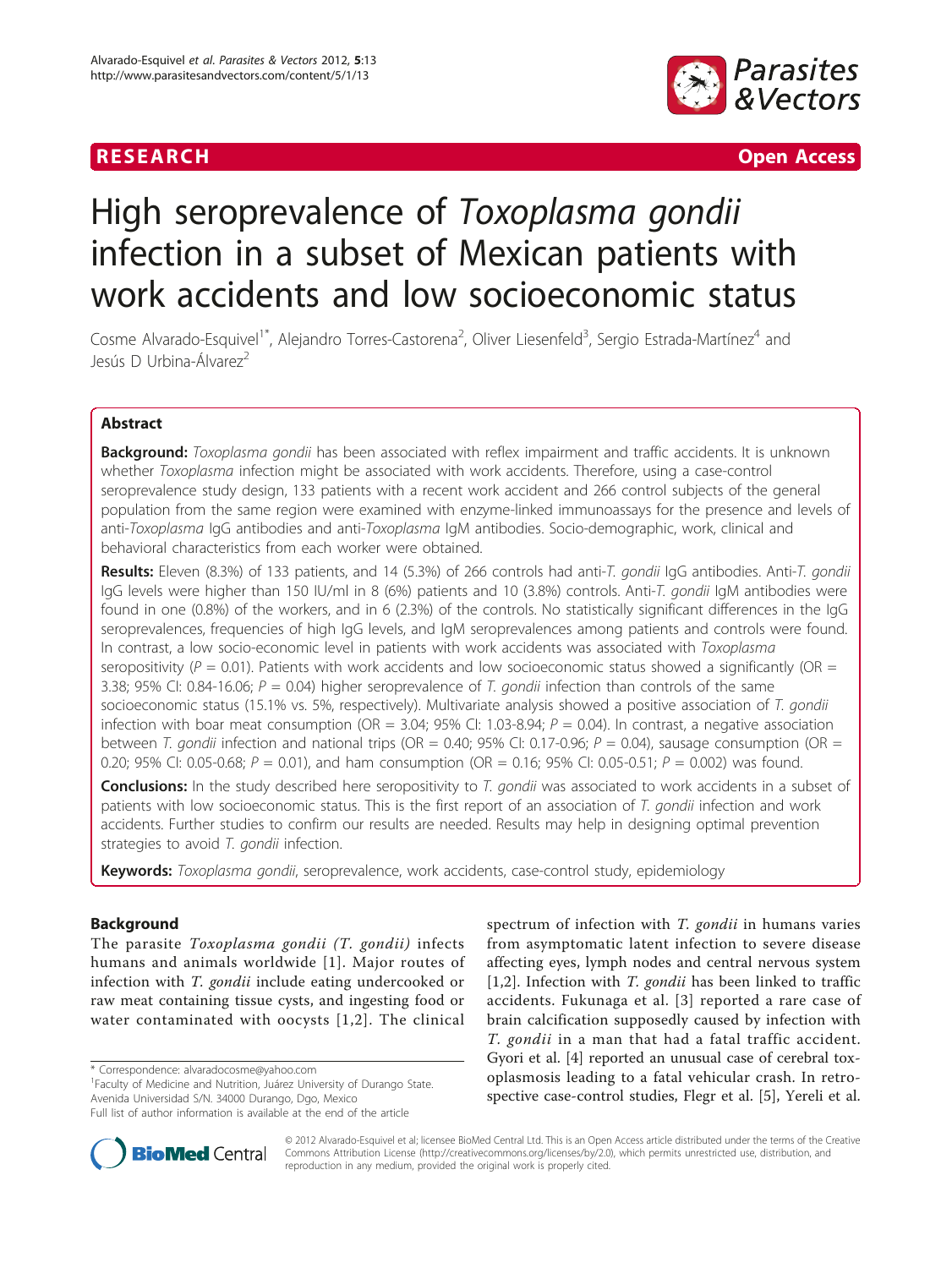**RESEARCH** **Open Access**

# High seroprevalence of *Toxoplasma gondii* infection in a subset of Mexican patients with work accidents and low socioeconomic status

Cosme Alvarado-Esquivel[1*], Alejandro Torres-Castorena[2], Oliver Liesenfeld[3], Sergio Estrada-Martínez[4] and Jesús D Urbina-Álvarez[2]

## Abstract

**Background:** *Toxoplasma gondii* has been associated with reflex impairment and traffic accidents. It is unknown whether *Toxoplasma* infection might be associated with work accidents. Therefore, using a case-control seroprevalence study design, 133 patients with a recent work accident and 266 control subjects of the general population from the same region were examined with enzyme-linked immunoassays for the presence and levels of anti-*Toxoplasma* IgG antibodies and anti-*Toxoplasma* IgM antibodies. Socio-demographic, work, clinical and behavioral characteristics from each worker were obtained.

**Results:** Eleven (8.3%) of 133 patients, and 14 (5.3%) of 266 controls had anti-*T. gondii* IgG antibodies. Anti-*T. gondii* IgG levels were higher than 150 IU/ml in 8 (6%) patients and 10 (3.8%) controls. Anti-*T. gondii* IgM antibodies were found in one (0.8%) of the workers, and in 6 (2.3%) of the controls. No statistically significant differences in the IgG seroprevalences, frequencies of high IgG levels, and IgM seroprevalences among patients and controls were found. In contrast, a low socio-economic level in patients with work accidents was associated with *Toxoplasma* seropositivity ($P = 0.01$). Patients with work accidents and low socioeconomic status showed a significantly (OR = 3.38; 95% CI: 0.84-16.06; $P = 0.04$) higher seroprevalence of *T. gondii* infection than controls of the same socioeconomic status (15.1% vs. 5%, respectively). Multivariate analysis showed a positive association of *T. gondii* infection with boar meat consumption (OR = 3.04; 95% CI: 1.03-8.94; $P = 0.04$). In contrast, a negative association between *T. gondii* infection and national trips (OR = 0.40; 95% CI: 0.17-0.96; $P = 0.04$), sausage consumption (OR = 0.20; 95% CI: 0.05-0.68; $P = 0.01$), and ham consumption (OR = 0.16; 95% CI: 0.05-0.51; $P = 0.002$) was found.

**Conclusions:** In the study described here seropositivity to *T. gondii* was associated to work accidents in a subset of patients with low socioeconomic status. This is the first report of an association of *T. gondii* infection and work accidents. Further studies to confirm our results are needed. Results may help in designing optimal prevention strategies to avoid *T. gondii* infection.

**Keywords:** *Toxoplasma gondii*, seroprevalence, work accidents, case-control study, epidemiology

## Background

The parasite *Toxoplasma gondii (T. gondii)* infects humans and animals worldwide [1]. Major routes of infection with *T. gondii* include eating undercooked or raw meat containing tissue cysts, and ingesting food or water contaminated with oocysts [1,2]. The clinical spectrum of infection with *T. gondii* in humans varies from asymptomatic latent infection to severe disease affecting eyes, lymph nodes and central nervous system [1,2]. Infection with *T. gondii* has been linked to traffic accidents. Fukunaga et al. [3] reported a rare case of brain calcification supposedly caused by infection with *T. gondii* in a man that had a fatal traffic accident. Gyori et al. [4] reported an unusual case of cerebral toxoplasmosis leading to a fatal vehicular crash. In retrospective case-control studies, Flegr et al. [5], Yereli et al.

\* Correspondence: alvaradocosme@yahoo.com

[1]Faculty of Medicine and Nutrition, Juárez University of Durango State. Avenida Universidad S/N. 34000 Durango, Dgo, Mexico

Full list of author information is available at the end of the article

© 2012 Alvarado-Esquivel et al; licensee BioMed Central Ltd. This is an Open Access article distributed under the terms of the Creative Commons Attribution License (http://creativecommons.org/licenses/by/2.0), which permits unrestricted use, distribution, and reproduction in any medium, provided the original work is properly cited.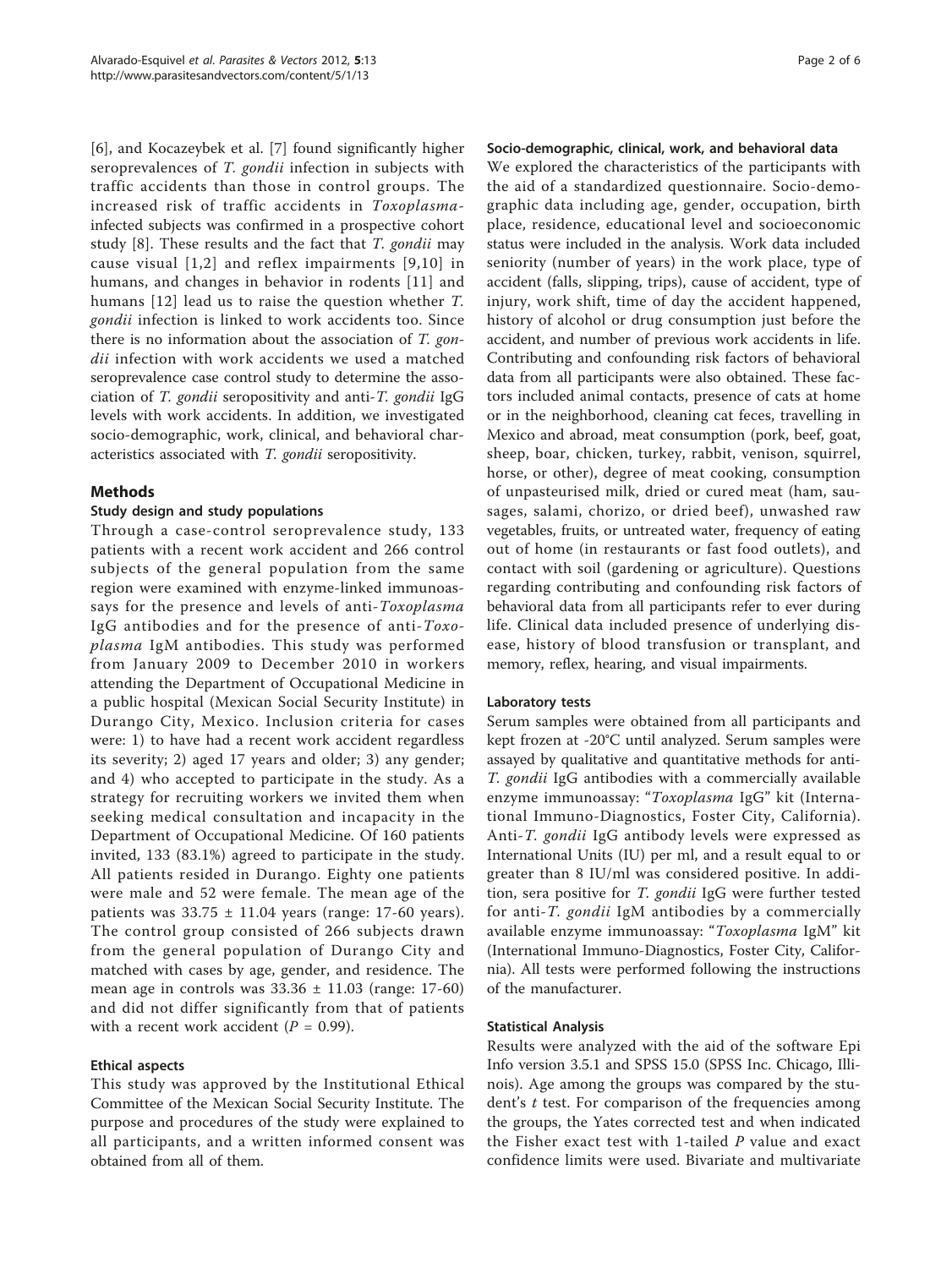[6], and Kocazeybek et al. [7] found significantly higher seroprevalences of *T. gondii* infection in subjects with traffic accidents than those in control groups. The increased risk of traffic accidents in *Toxoplasma*-infected subjects was confirmed in a prospective cohort study [8]. These results and the fact that *T. gondii* may cause visual [1,2] and reflex impairments [9,10] in humans, and changes in behavior in rodents [11] and humans [12] lead us to raise the question whether *T. gondii* infection is linked to work accidents too. Since there is no information about the association of *T. gondii* infection with work accidents we used a matched seroprevalence case control study to determine the association of *T. gondii* seropositivity and anti-*T. gondii* IgG levels with work accidents. In addition, we investigated socio-demographic, work, clinical, and behavioral characteristics associated with *T. gondii* seropositivity.

## Methods

### Study design and study populations

Through a case-control seroprevalence study, 133 patients with a recent work accident and 266 control subjects of the general population from the same region were examined with enzyme-linked immunoassays for the presence and levels of anti-*Toxoplasma* IgG antibodies and for the presence of anti-*Toxoplasma* IgM antibodies. This study was performed from January 2009 to December 2010 in workers attending the Department of Occupational Medicine in a public hospital (Mexican Social Security Institute) in Durango City, Mexico. Inclusion criteria for cases were: 1) to have had a recent work accident regardless its severity; 2) aged 17 years and older; 3) any gender; and 4) who accepted to participate in the study. As a strategy for recruiting workers we invited them when seeking medical consultation and incapacity in the Department of Occupational Medicine. Of 160 patients invited, 133 (83.1%) agreed to participate in the study. All patients resided in Durango. Eighty one patients were male and 52 were female. The mean age of the patients was 33.75 ± 11.04 years (range: 17-60 years). The control group consisted of 266 subjects drawn from the general population of Durango City and matched with cases by age, gender, and residence. The mean age in controls was 33.36 ± 11.03 (range: 17-60) and did not differ significantly from that of patients with a recent work accident ($P$ = 0.99).

### Ethical aspects

This study was approved by the Institutional Ethical Committee of the Mexican Social Security Institute. The purpose and procedures of the study were explained to all participants, and a written informed consent was obtained from all of them.

### Socio-demographic, clinical, work, and behavioral data

We explored the characteristics of the participants with the aid of a standardized questionnaire. Socio-demographic data including age, gender, occupation, birth place, residence, educational level and socioeconomic status were included in the analysis. Work data included seniority (number of years) in the work place, type of accident (falls, slipping, trips), cause of accident, type of injury, work shift, time of day the accident happened, history of alcohol or drug consumption just before the accident, and number of previous work accidents in life. Contributing and confounding risk factors of behavioral data from all participants were also obtained. These factors included animal contacts, presence of cats at home or in the neighborhood, cleaning cat feces, travelling in Mexico and abroad, meat consumption (pork, beef, goat, sheep, boar, chicken, turkey, rabbit, venison, squirrel, horse, or other), degree of meat cooking, consumption of unpasteurised milk, dried or cured meat (ham, sausages, salami, chorizo, or dried beef), unwashed raw vegetables, fruits, or untreated water, frequency of eating out of home (in restaurants or fast food outlets), and contact with soil (gardening or agriculture). Questions regarding contributing and confounding risk factors of behavioral data from all participants refer to ever during life. Clinical data included presence of underlying disease, history of blood transfusion or transplant, and memory, reflex, hearing, and visual impairments.

### Laboratory tests

Serum samples were obtained from all participants and kept frozen at -20°C until analyzed. Serum samples were assayed by qualitative and quantitative methods for anti-*T. gondii* IgG antibodies with a commercially available enzyme immunoassay: "*Toxoplasma* IgG" kit (International Immuno-Diagnostics, Foster City, California). Anti-*T. gondii* IgG antibody levels were expressed as International Units (IU) per ml, and a result equal to or greater than 8 IU/ml was considered positive. In addition, sera positive for *T. gondii* IgG were further tested for anti-*T. gondii* IgM antibodies by a commercially available enzyme immunoassay: "*Toxoplasma* IgM" kit (International Immuno-Diagnostics, Foster City, California). All tests were performed following the instructions of the manufacturer.

### Statistical Analysis

Results were analyzed with the aid of the software Epi Info version 3.5.1 and SPSS 15.0 (SPSS Inc. Chicago, Illinois). Age among the groups was compared by the student's $t$ test. For comparison of the frequencies among the groups, the Yates corrected test and when indicated the Fisher exact test with 1-tailed $P$ value and exact confidence limits were used. Bivariate and multivariate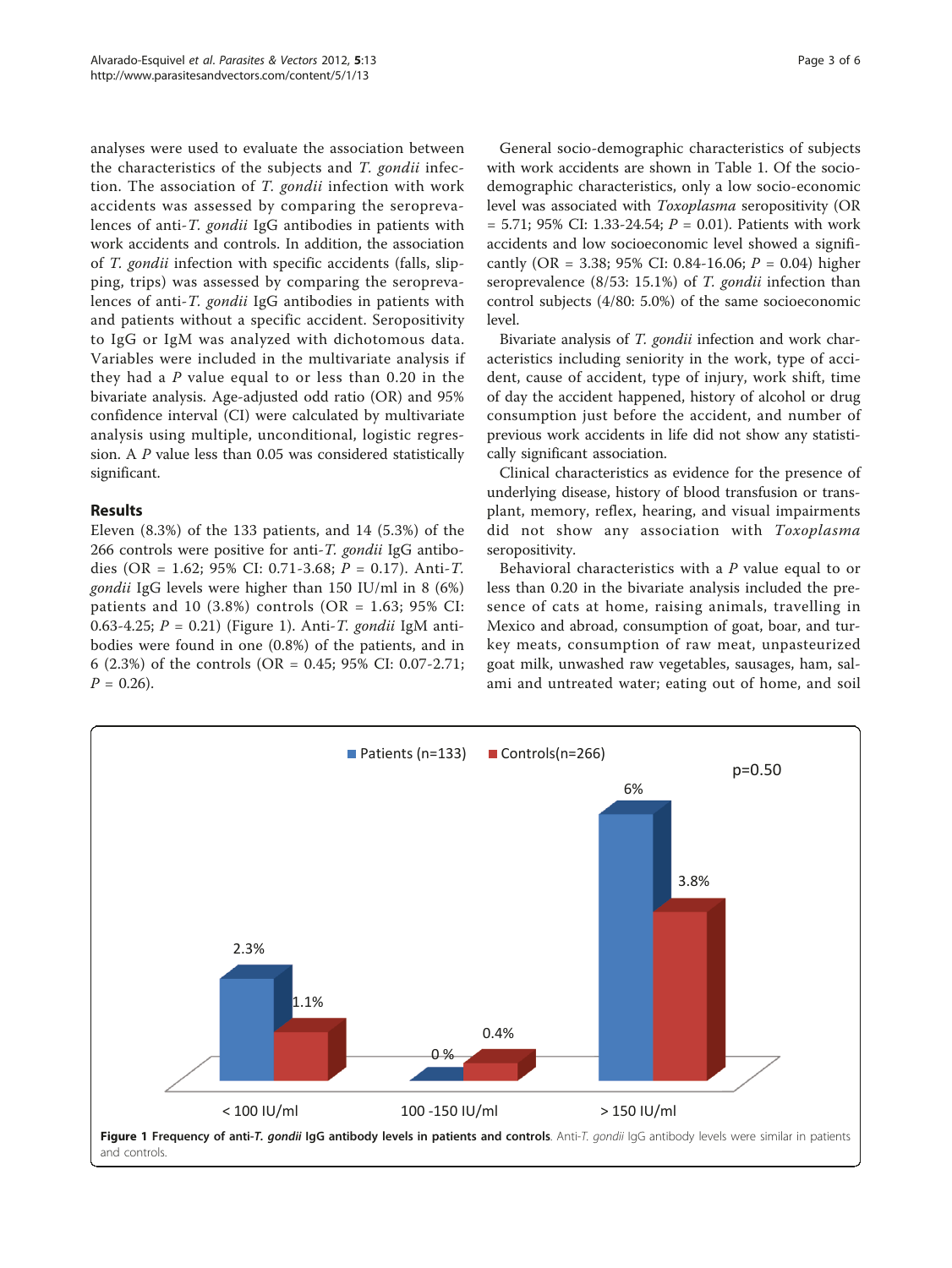analyses were used to evaluate the association between the characteristics of the subjects and *T. gondii* infection. The association of *T. gondii* infection with work accidents was assessed by comparing the seroprevalences of anti-*T. gondii* IgG antibodies in patients with work accidents and controls. In addition, the association of *T. gondii* infection with specific accidents (falls, slipping, trips) was assessed by comparing the seroprevalences of anti-*T. gondii* IgG antibodies in patients with and patients without a specific accident. Seropositivity to IgG or IgM was analyzed with dichotomous data. Variables were included in the multivariate analysis if they had a $P$ value equal to or less than 0.20 in the bivariate analysis. Age-adjusted odd ratio (OR) and 95% confidence interval (CI) were calculated by multivariate analysis using multiple, unconditional, logistic regression. A $P$ value less than 0.05 was considered statistically significant.

## Results

Eleven (8.3%) of the 133 patients, and 14 (5.3%) of the 266 controls were positive for anti-*T. gondii* IgG antibodies (OR = 1.62; 95% CI: 0.71-3.68; $P$ = 0.17). Anti-*T. gondii* IgG levels were higher than 150 IU/ml in 8 (6%) patients and 10 (3.8%) controls (OR = 1.63; 95% CI: 0.63-4.25; $P$ = 0.21) (Figure 1). Anti-*T. gondii* IgM antibodies were found in one (0.8%) of the patients, and in 6 (2.3%) of the controls (OR = 0.45; 95% CI: 0.07-2.71; $P$ = 0.26).

General socio-demographic characteristics of subjects with work accidents are shown in Table 1. Of the socio-demographic characteristics, only a low socio-economic level was associated with *Toxoplasma* seropositivity (OR = 5.71; 95% CI: 1.33-24.54; $P$ = 0.01). Patients with work accidents and low socioeconomic level showed a significantly (OR = 3.38; 95% CI: 0.84-16.06; $P$ = 0.04) higher seroprevalence (8/53: 15.1%) of *T. gondii* infection than control subjects (4/80: 5.0%) of the same socioeconomic level.

Bivariate analysis of *T. gondii* infection and work characteristics including seniority in the work, type of accident, cause of accident, type of injury, work shift, time of day the accident happened, history of alcohol or drug consumption just before the accident, and number of previous work accidents in life did not show any statistically significant association.

Clinical characteristics as evidence for the presence of underlying disease, history of blood transfusion or transplant, memory, reflex, hearing, and visual impairments did not show any association with *Toxoplasma* seropositivity.

Behavioral characteristics with a $P$ value equal to or less than 0.20 in the bivariate analysis included the presence of cats at home, raising animals, travelling in Mexico and abroad, consumption of goat, boar, and turkey meats, consumption of raw meat, unpasteurized goat milk, unwashed raw vegetables, sausages, ham, salami and untreated water; eating out of home, and soil

| | < 100 IU/ml | 100 -150 IU/ml | > 150 IU/ml |
|---|---|---|---|
| Patients (n=133) | 2.3% | 0 % | 6% |
| Controls(n=266) | 1.1% | 0.4% | 3.8% |

p=0.50

**Figure 1 Frequency of anti-*T. gondii* IgG antibody levels in patients and controls**. Anti-*T. gondii* IgG antibody levels were similar in patients and controls.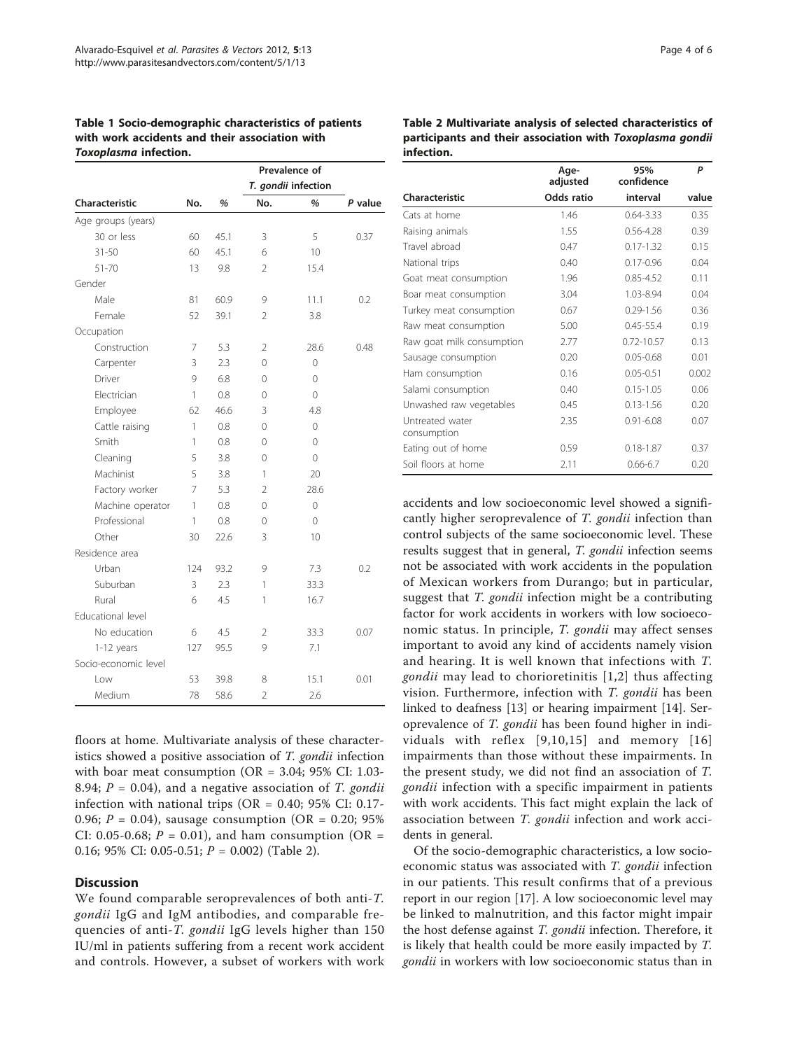**Table 1 Socio-demographic characteristics of patients with work accidents and their association with *Toxoplasma* infection.**

| Characteristic | No. | % | Prevalence of *T. gondii* infection | | *P* value |
|---|---|---|---|---|---|
| | | | No. | % | |
| Age groups (years) | | | | | |
| 30 or less | 60 | 45.1 | 3 | 5 | 0.37 |
| 31-50 | 60 | 45.1 | 6 | 10 | |
| 51-70 | 13 | 9.8 | 2 | 15.4 | |
| Gender | | | | | |
| Male | 81 | 60.9 | 9 | 11.1 | 0.2 |
| Female | 52 | 39.1 | 2 | 3.8 | |
| Occupation | | | | | |
| Construction | 7 | 5.3 | 2 | 28.6 | 0.48 |
| Carpenter | 3 | 2.3 | 0 | 0 | |
| Driver | 9 | 6.8 | 0 | 0 | |
| Electrician | 1 | 0.8 | 0 | 0 | |
| Employee | 62 | 46.6 | 3 | 4.8 | |
| Cattle raising | 1 | 0.8 | 0 | 0 | |
| Smith | 1 | 0.8 | 0 | 0 | |
| Cleaning | 5 | 3.8 | 0 | 0 | |
| Machinist | 5 | 3.8 | 1 | 20 | |
| Factory worker | 7 | 5.3 | 2 | 28.6 | |
| Machine operator | 1 | 0.8 | 0 | 0 | |
| Professional | 1 | 0.8 | 0 | 0 | |
| Other | 30 | 22.6 | 3 | 10 | |
| Residence area | | | | | |
| Urban | 124 | 93.2 | 9 | 7.3 | 0.2 |
| Suburban | 3 | 2.3 | 1 | 33.3 | |
| Rural | 6 | 4.5 | 1 | 16.7 | |
| Educational level | | | | | |
| No education | 6 | 4.5 | 2 | 33.3 | 0.07 |
| 1-12 years | 127 | 95.5 | 9 | 7.1 | |
| Socio-economic level | | | | | |
| Low | 53 | 39.8 | 8 | 15.1 | 0.01 |
| Medium | 78 | 58.6 | 2 | 2.6 | |

floors at home. Multivariate analysis of these characteristics showed a positive association of *T. gondii* infection with boar meat consumption (OR = 3.04; 95% CI: 1.03-8.94; $P = 0.04$), and a negative association of *T. gondii* infection with national trips (OR = 0.40; 95% CI: 0.17-0.96; $P = 0.04$), sausage consumption (OR = 0.20; 95% CI: 0.05-0.68; $P = 0.01$), and ham consumption (OR = 0.16; 95% CI: 0.05-0.51; $P = 0.002$) (Table 2).

**Table 2 Multivariate analysis of selected characteristics of participants and their association with *Toxoplasma gondii* infection.**

| Characteristic | Age-adjusted Odds ratio | 95% confidence interval | *P* value |
|---|---|---|---|
| Cats at home | 1.46 | 0.64-3.33 | 0.35 |
| Raising animals | 1.55 | 0.56-4.28 | 0.39 |
| Travel abroad | 0.47 | 0.17-1.32 | 0.15 |
| National trips | 0.40 | 0.17-0.96 | 0.04 |
| Goat meat consumption | 1.96 | 0.85-4.52 | 0.11 |
| Boar meat consumption | 3.04 | 1.03-8.94 | 0.04 |
| Turkey meat consumption | 0.67 | 0.29-1.56 | 0.36 |
| Raw meat consumption | 5.00 | 0.45-55.4 | 0.19 |
| Raw goat milk consumption | 2.77 | 0.72-10.57 | 0.13 |
| Sausage consumption | 0.20 | 0.05-0.68 | 0.01 |
| Ham consumption | 0.16 | 0.05-0.51 | 0.002 |
| Salami consumption | 0.40 | 0.15-1.05 | 0.06 |
| Unwashed raw vegetables | 0.45 | 0.13-1.56 | 0.20 |
| Untreated water consumption | 2.35 | 0.91-6.08 | 0.07 |
| Eating out of home | 0.59 | 0.18-1.87 | 0.37 |
| Soil floors at home | 2.11 | 0.66-6.7 | 0.20 |

## Discussion

We found comparable seroprevalences of both anti-*T. gondii* IgG and IgM antibodies, and comparable frequencies of anti-*T. gondii* IgG levels higher than 150 IU/ml in patients suffering from a recent work accident and controls. However, a subset of workers with work accidents and low socioeconomic level showed a significantly higher seroprevalence of *T. gondii* infection than control subjects of the same socioeconomic level. These results suggest that in general, *T. gondii* infection seems not be associated with work accidents in the population of Mexican workers from Durango; but in particular, suggest that *T. gondii* infection might be a contributing factor for work accidents in workers with low socioeconomic status. In principle, *T. gondii* may affect senses important to avoid any kind of accidents namely vision and hearing. It is well known that infections with *T. gondii* may lead to chorioretinitis [1,2] thus affecting vision. Furthermore, infection with *T. gondii* has been linked to deafness [13] or hearing impairment [14]. Seroprevalence of *T. gondii* has been found higher in individuals with reflex [9,10,15] and memory [16] impairments than those without these impairments. In the present study, we did not find an association of *T. gondii* infection with a specific impairment in patients with work accidents. This fact might explain the lack of association between *T. gondii* infection and work accidents in general.

Of the socio-demographic characteristics, a low socioeconomic status was associated with *T. gondii* infection in our patients. This result confirms that of a previous report in our region [17]. A low socioeconomic level may be linked to malnutrition, and this factor might impair the host defense against *T. gondii* infection. Therefore, it is likely that health could be more easily impacted by *T. gondii* in workers with low socioeconomic status than in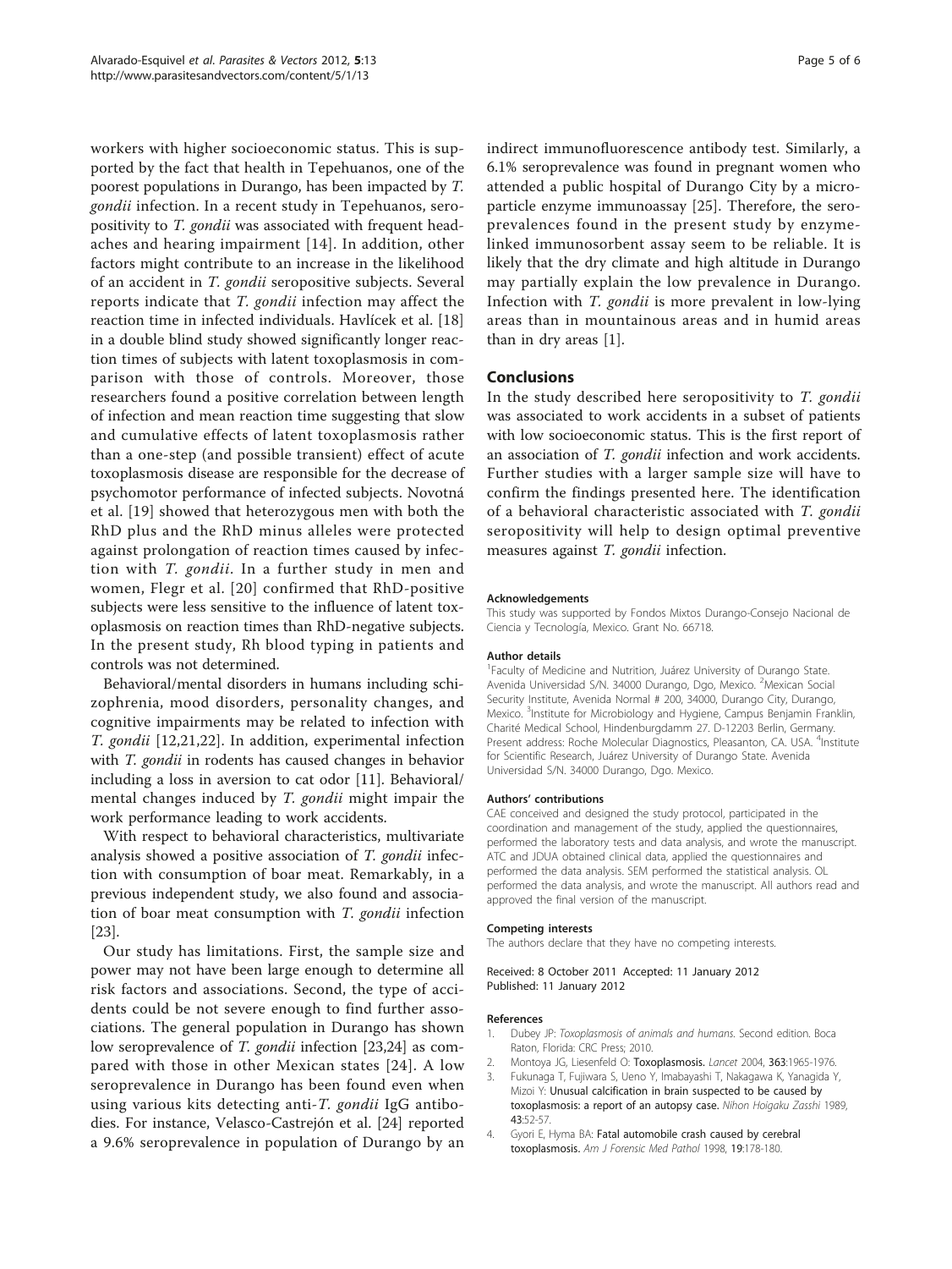workers with higher socioeconomic status. This is supported by the fact that health in Tepehuanos, one of the poorest populations in Durango, has been impacted by *T. gondii* infection. In a recent study in Tepehuanos, seropositivity to *T. gondii* was associated with frequent headaches and hearing impairment [14]. In addition, other factors might contribute to an increase in the likelihood of an accident in *T. gondii* seropositive subjects. Several reports indicate that *T. gondii* infection may affect the reaction time in infected individuals. Havlícek et al. [18] in a double blind study showed significantly longer reaction times of subjects with latent toxoplasmosis in comparison with those of controls. Moreover, those researchers found a positive correlation between length of infection and mean reaction time suggesting that slow and cumulative effects of latent toxoplasmosis rather than a one-step (and possible transient) effect of acute toxoplasmosis disease are responsible for the decrease of psychomotor performance of infected subjects. Novotná et al. [19] showed that heterozygous men with both the RhD plus and the RhD minus alleles were protected against prolongation of reaction times caused by infection with *T. gondii*. In a further study in men and women, Flegr et al. [20] confirmed that RhD-positive subjects were less sensitive to the influence of latent toxoplasmosis on reaction times than RhD-negative subjects. In the present study, Rh blood typing in patients and controls was not determined.

Behavioral/mental disorders in humans including schizophrenia, mood disorders, personality changes, and cognitive impairments may be related to infection with *T. gondii* [12,21,22]. In addition, experimental infection with *T. gondii* in rodents has caused changes in behavior including a loss in aversion to cat odor [11]. Behavioral/mental changes induced by *T. gondii* might impair the work performance leading to work accidents.

With respect to behavioral characteristics, multivariate analysis showed a positive association of *T. gondii* infection with consumption of boar meat. Remarkably, in a previous independent study, we also found and association of boar meat consumption with *T. gondii* infection [23].

Our study has limitations. First, the sample size and power may not have been large enough to determine all risk factors and associations. Second, the type of accidents could be not severe enough to find further associations. The general population in Durango has shown low seroprevalence of *T. gondii* infection [23,24] as compared with those in other Mexican states [24]. A low seroprevalence in Durango has been found even when using various kits detecting anti-*T. gondii* IgG antibodies. For instance, Velasco-Castrejón et al. [24] reported a 9.6% seroprevalence in population of Durango by an indirect immunofluorescence antibody test. Similarly, a 6.1% seroprevalence was found in pregnant women who attended a public hospital of Durango City by a microparticle enzyme immunoassay [25]. Therefore, the seroprevalences found in the present study by enzyme-linked immunosorbent assay seem to be reliable. It is likely that the dry climate and high altitude in Durango may partially explain the low prevalence in Durango. Infection with *T. gondii* is more prevalent in low-lying areas than in mountainous areas and in humid areas than in dry areas [1].

## Conclusions

In the study described here seropositivity to *T. gondii* was associated to work accidents in a subset of patients with low socioeconomic status. This is the first report of an association of *T. gondii* infection and work accidents. Further studies with a larger sample size will have to confirm the findings presented here. The identification of a behavioral characteristic associated with *T. gondii* seropositivity will help to design optimal preventive measures against *T. gondii* infection.

#### Acknowledgements

This study was supported by Fondos Mixtos Durango-Consejo Nacional de Ciencia y Tecnología, Mexico. Grant No. 66718.

#### Author details

[1]Faculty of Medicine and Nutrition, Juárez University of Durango State. Avenida Universidad S/N. 34000 Durango, Dgo, Mexico. [2]Mexican Social Security Institute, Avenida Normal # 200, 34000, Durango City, Durango, Mexico. [3]Institute for Microbiology and Hygiene, Campus Benjamin Franklin, Charité Medical School, Hindenburgdamm 27. D-12203 Berlin, Germany. Present address: Roche Molecular Diagnostics, Pleasanton, CA. USA. [4]Institute for Scientific Research, Juárez University of Durango State. Avenida Universidad S/N. 34000 Durango, Dgo. Mexico.

#### Authors' contributions

CAE conceived and designed the study protocol, participated in the coordination and management of the study, applied the questionnaires, performed the laboratory tests and data analysis, and wrote the manuscript. ATC and JDUA obtained clinical data, applied the questionnaires and performed the data analysis. SEM performed the statistical analysis. OL performed the data analysis, and wrote the manuscript. All authors read and approved the final version of the manuscript.

#### Competing interests

The authors declare that they have no competing interests.

Received: 8 October 2011 Accepted: 11 January 2012
Published: 11 January 2012

#### References

1. Dubey JP: *Toxoplasmosis of animals and humans.* Second edition. Boca Raton, Florida: CRC Press; 2010.
2. Montoya JG, Liesenfeld O: **Toxoplasmosis.** *Lancet* 2004, **363**:1965-1976.
3. Fukunaga T, Fujiwara S, Ueno Y, Imabayashi T, Nakagawa K, Yanagida Y, Mizoi Y: **Unusual calcification in brain suspected to be caused by toxoplasmosis: a report of an autopsy case.** *Nihon Hoigaku Zasshi* 1989, **43**:52-57.
4. Gyori E, Hyma BA: **Fatal automobile crash caused by cerebral toxoplasmosis.** *Am J Forensic Med Pathol* 1998, **19**:178-180.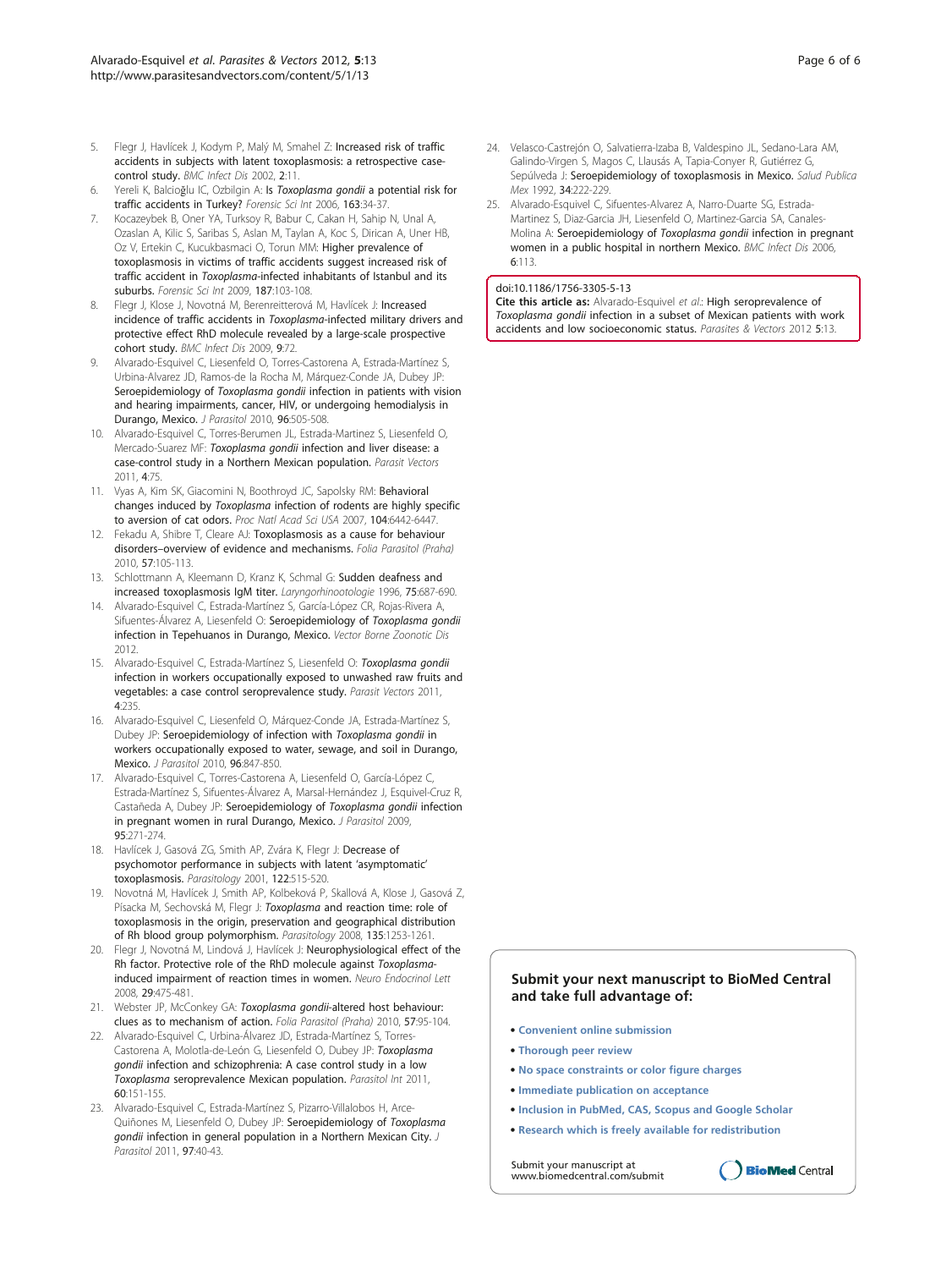5. Flegr J, Havlícek J, Kodym P, Malý M, Smahel Z: Increased risk of traffic accidents in subjects with latent toxoplasmosis: a retrospective case-control study. *BMC Infect Dis* 2002, 2:11.
6. Yereli K, Balcioğlu IC, Ozbilgin A: Is *Toxoplasma gondii* a potential risk for traffic accidents in Turkey? *Forensic Sci Int* 2006, 163:34-37.
7. Kocazeybek B, Oner YA, Turksoy R, Babur C, Cakan H, Sahip N, Unal A, Ozaslan A, Kilic S, Saribas S, Aslan M, Taylan A, Koc S, Dirican A, Uner HB, Oz V, Ertekin C, Kucukbasmaci O, Torun MM: Higher prevalence of toxoplasmosis in victims of traffic accidents suggest increased risk of traffic accident in *Toxoplasma*-infected inhabitants of Istanbul and its suburbs. *Forensic Sci Int* 2009, 187:103-108.
8. Flegr J, Klose J, Novotná M, Berenreitterová M, Havlícek J: Increased incidence of traffic accidents in *Toxoplasma*-infected military drivers and protective effect RhD molecule revealed by a large-scale prospective cohort study. *BMC Infect Dis* 2009, 9:72.
9. Alvarado-Esquivel C, Liesenfeld O, Torres-Castorena A, Estrada-Martínez S, Urbina-Alvarez JD, Ramos-de la Rocha M, Márquez-Conde JA, Dubey JP: Seroepidemiology of *Toxoplasma gondii* infection in patients with vision and hearing impairments, cancer, HIV, or undergoing hemodialysis in Durango, Mexico. *J Parasitol* 2010, 96:505-508.
10. Alvarado-Esquivel C, Torres-Berumen JL, Estrada-Martinez S, Liesenfeld O, Mercado-Suarez MF: *Toxoplasma gondii* infection and liver disease: a case-control study in a Northern Mexican population. *Parasit Vectors* 2011, 4:75.
11. Vyas A, Kim SK, Giacomini N, Boothroyd JC, Sapolsky RM: Behavioral changes induced by *Toxoplasma* infection of rodents are highly specific to aversion of cat odors. *Proc Natl Acad Sci USA* 2007, 104:6442-6447.
12. Fekadu A, Shibre T, Cleare AJ: Toxoplasmosis as a cause for behaviour disorders–overview of evidence and mechanisms. *Folia Parasitol (Praha)* 2010, 57:105-113.
13. Schlottmann A, Kleemann D, Kranz K, Schmal G: Sudden deafness and increased toxoplasmosis IgM titer. *Laryngorhinootologie* 1996, 75:687-690.
14. Alvarado-Esquivel C, Estrada-Martínez S, García-López CR, Rojas-Rivera A, Sifuentes-Álvarez A, Liesenfeld O: Seroepidemiology of *Toxoplasma gondii* infection in Tepehuanos in Durango, Mexico. *Vector Borne Zoonotic Dis* 2012.
15. Alvarado-Esquivel C, Estrada-Martínez S, Liesenfeld O: *Toxoplasma gondii* infection in workers occupationally exposed to unwashed raw fruits and vegetables: a case control seroprevalence study. *Parasit Vectors* 2011, 4:235.
16. Alvarado-Esquivel C, Liesenfeld O, Márquez-Conde JA, Estrada-Martínez S, Dubey JP: Seroepidemiology of infection with *Toxoplasma gondii* in workers occupationally exposed to water, sewage, and soil in Durango, Mexico. *J Parasitol* 2010, 96:847-850.
17. Alvarado-Esquivel C, Torres-Castorena A, Liesenfeld O, García-López C, Estrada-Martínez S, Sifuentes-Álvarez A, Marsal-Hernández J, Esquivel-Cruz R, Castañeda A, Dubey JP: Seroepidemiology of *Toxoplasma gondii* infection in pregnant women in rural Durango, Mexico. *J Parasitol* 2009, 95:271-274.
18. Havlícek J, Gasová ZG, Smith AP, Zvára K, Flegr J: Decrease of psychomotor performance in subjects with latent 'asymptomatic' toxoplasmosis. *Parasitology* 2001, 122:515-520.
19. Novotná M, Havlícek J, Smith AP, Kolbeková P, Skallová A, Klose J, Gasová Z, Písacka M, Sechovská M, Flegr J: *Toxoplasma* and reaction time: role of toxoplasmosis in the origin, preservation and geographical distribution of Rh blood group polymorphism. *Parasitology* 2008, 135:1253-1261.
20. Flegr J, Novotná M, Lindová J, Havlícek J: Neurophysiological effect of the Rh factor. Protective role of the RhD molecule against *Toxoplasma*-induced impairment of reaction times in women. *Neuro Endocrinol Lett* 2008, 29:475-481.
21. Webster JP, McConkey GA: *Toxoplasma gondii*-altered host behaviour: clues as to mechanism of action. *Folia Parasitol (Praha)* 2010, 57:95-104.
22. Alvarado-Esquivel C, Urbina-Álvarez JD, Estrada-Martínez S, Torres-Castorena A, Molotla-de-León G, Liesenfeld O, Dubey JP: *Toxoplasma gondii* infection and schizophrenia: A case control study in a low *Toxoplasma* seroprevalence Mexican population. *Parasitol Int* 2011, 60:151-155.
23. Alvarado-Esquivel C, Estrada-Martínez S, Pizarro-Villalobos H, Arce-Quiñones M, Liesenfeld O, Dubey JP: Seroepidemiology of *Toxoplasma gondii* infection in general population in a Northern Mexican City. *J Parasitol* 2011, 97:40-43.
24. Velasco-Castrejón O, Salvatierra-Izaba B, Valdespino JL, Sedano-Lara AM, Galindo-Virgen S, Magos C, Llausás A, Tapia-Conyer R, Gutiérrez G, Sepúlveda J: Seroepidemiology of toxoplasmosis in Mexico. *Salud Publica Mex* 1992, 34:222-229.
25. Alvarado-Esquivel C, Sifuentes-Alvarez A, Narro-Duarte SG, Estrada-Martinez S, Diaz-Garcia JH, Liesenfeld O, Martinez-Garcia SA, Canales-Molina A: Seroepidemiology of *Toxoplasma gondii* infection in pregnant women in a public hospital in northern Mexico. *BMC Infect Dis* 2006, 6:113.

doi:10.1186/1756-3305-5-13

**Cite this article as:** Alvarado-Esquivel *et al.*: High seroprevalence of *Toxoplasma gondii* infection in a subset of Mexican patients with work accidents and low socioeconomic status. *Parasites & Vectors* 2012 5:13.

**Submit your next manuscript to BioMed Central and take full advantage of:**

- Convenient online submission
- Thorough peer review
- No space constraints or color figure charges
- Immediate publication on acceptance
- Inclusion in PubMed, CAS, Scopus and Google Scholar
- Research which is freely available for redistribution

Submit your manuscript at www.biomedcentral.com/submit

BioMed Central